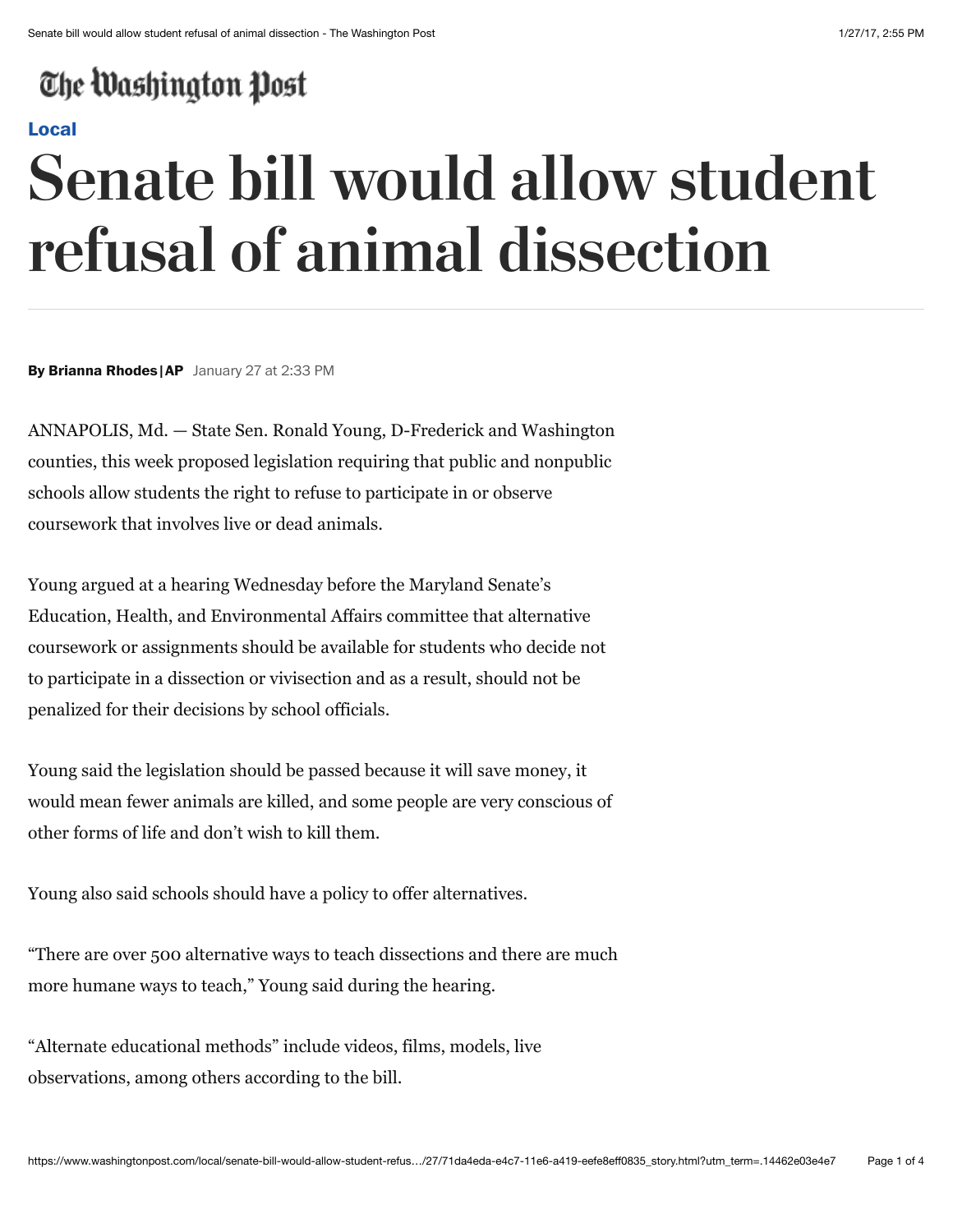The Washington Post

Local

# Senate bill would allow student refusal of animal dissection

**By Brianna Rhodes | AP** January 27 at 2:33 PM

ANNAPOLIS, Md. — State Sen. Ronald Young, D-Frederick and Washington counties, this week proposed legislation requiring that public and nonpublic schools allow students the right to refuse to participate in or observe coursework that involves live or dead animals.

Young argued at a hearing Wednesday before the Maryland Senate's Education, Health, and Environmental Affairs committee that alternative coursework or assignments should be available for students who decide not to participate in a dissection or vivisection and as a result, should not be penalized for their decisions by school officials.

Young said the legislation should be passed because it will save money, it would mean fewer animals are killed, and some people are very conscious of other forms of life and don't wish to kill them.

Young also said schools should have a policy to offer alternatives.

"There are over 500 alternative ways to teach dissections and there are much more humane ways to teach," Young said during the hearing.

"Alternate educational methods" include videos, films, models, live observations, among others according to the bill.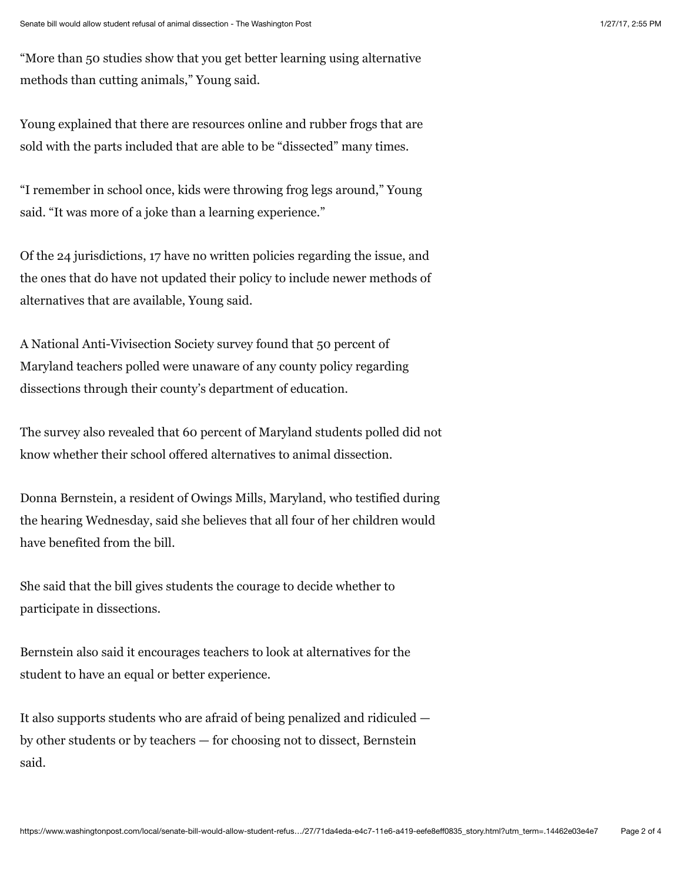"More than 50 studies show that you get better learning using alternative methods than cutting animals," Young said.

Young explained that there are resources online and rubber frogs that are sold with the parts included that are able to be "dissected" many times.

"I remember in school once, kids were throwing frog legs around," Young said. "It was more of a joke than a learning experience."

Of the 24 jurisdictions, 17 have no written policies regarding the issue, and the ones that do have not updated their policy to include newer methods of alternatives that are available, Young said.

A National Anti-Vivisection Society survey found that 50 percent of Maryland teachers polled were unaware of any county policy regarding dissections through their county's department of education.

The survey also revealed that 60 percent of Maryland students polled did not know whether their school offered alternatives to animal dissection.

Donna Bernstein, a resident of Owings Mills, Maryland, who testified during the hearing Wednesday, said she believes that all four of her children would have benefited from the bill.

She said that the bill gives students the courage to decide whether to participate in dissections.

Bernstein also said it encourages teachers to look at alternatives for the student to have an equal or better experience.

It also supports students who are afraid of being penalized and ridiculed — by other students or by teachers — for choosing not to dissect, Bernstein said.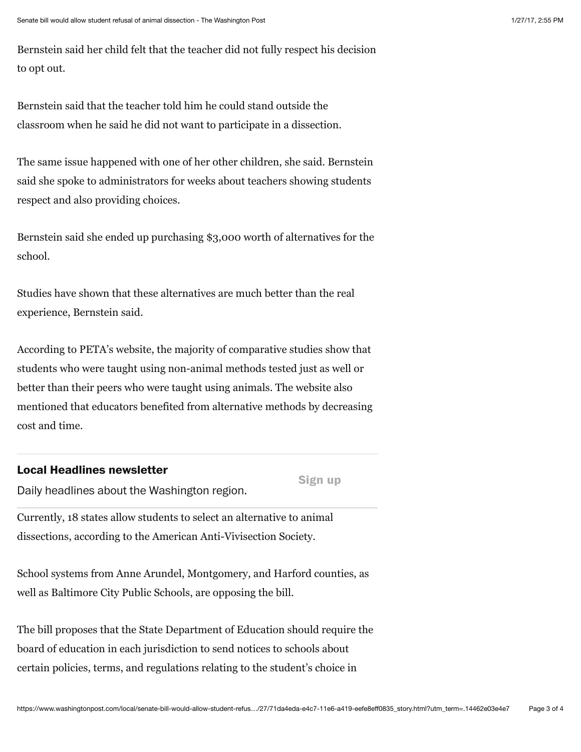Bernstein said her child felt that the teacher did not fully respect his decision to opt out.

Bernstein said that the teacher told him he could stand outside the classroom when he said he did not want to participate in a dissection.

The same issue happened with one of her other children, she said. Bernstein said she spoke to administrators for weeks about teachers showing students respect and also providing choices.

Bernstein said she ended up purchasing $3,000 worth of alternatives for the school.

Studies have shown that these alternatives are much better than the real experience, Bernstein said.

According to PETA's website, the majority of comparative studies show that students who were taught using non-animal methods tested just as well or better than their peers who were taught using animals. The website also mentioned that educators benefited from alternative methods by decreasing cost and time.

**Local Headlines newsletter**

Daily headlines about the Washington region.

Sign up

Currently, 18 states allow students to select an alternative to animal dissections, according to the American Anti-Vivisection Society.

School systems from Anne Arundel, Montgomery, and Harford counties, as well as Baltimore City Public Schools, are opposing the bill.

The bill proposes that the State Department of Education should require the board of education in each jurisdiction to send notices to schools about certain policies, terms, and regulations relating to the student's choice in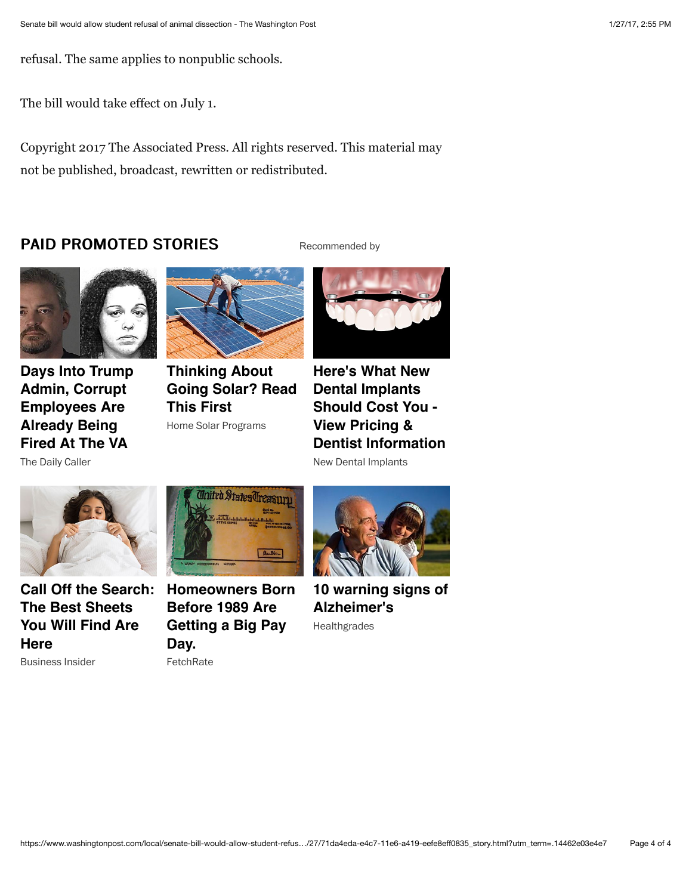refusal. The same applies to nonpublic schools.

The bill would take effect on July 1.

Copyright 2017 The Associated Press. All rights reserved. This material may not be published, broadcast, rewritten or redistributed.

## PAID PROMOTED STORIES

Recommended by

**Days Into Trump Admin, Corrupt Employees Are Already Being Fired At The VA**
The Daily Caller

**Thinking About Going Solar? Read This First**
Home Solar Programs

**Here's What New Dental Implants Should Cost You - View Pricing & Dentist Information**
New Dental Implants

**Call Off the Search: The Best Sheets You Will Find Are Here**
Business Insider

**Homeowners Born Before 1989 Are Getting a Big Pay Day.**
FetchRate

**10 warning signs of Alzheimer's**
Healthgrades